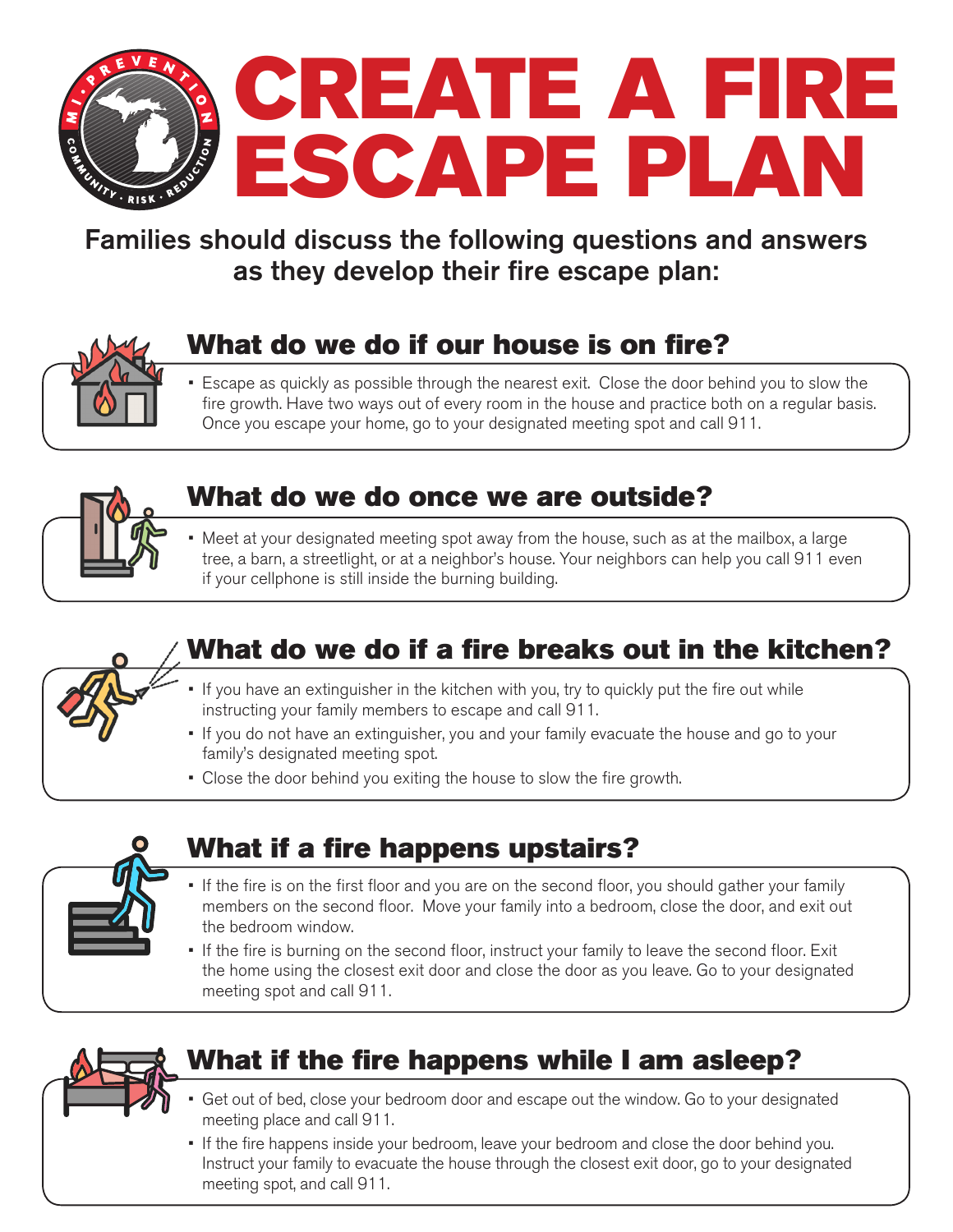# CREATE A FIRE ESCAPE PLAN

Families should discuss the following questions and answers as they develop their fire escape plan:

## What do we do if our house is on fire?

- Escape as quickly as possible through the nearest exit. Close the door behind you to slow the fire growth. Have two ways out of every room in the house and practice both on a regular basis. Once you escape your home, go to your designated meeting spot and call 911.

## What do we do once we are outside?

- Meet at your designated meeting spot away from the house, such as at the mailbox, a large tree, a barn, a streetlight, or at a neighbor's house. Your neighbors can help you call 911 even if your cellphone is still inside the burning building.

## What do we do if a fire breaks out in the kitchen?

- If you have an extinguisher in the kitchen with you, try to quickly put the fire out while instructing your family members to escape and call 911.
- If you do not have an extinguisher, you and your family evacuate the house and go to your family's designated meeting spot.
- Close the door behind you exiting the house to slow the fire growth.

## What if a fire happens upstairs?

- If the fire is on the first floor and you are on the second floor, you should gather your family members on the second floor. Move your family into a bedroom, close the door, and exit out the bedroom window.
- If the fire is burning on the second floor, instruct your family to leave the second floor. Exit the home using the closest exit door and close the door as you leave. Go to your designated meeting spot and call 911.

## What if the fire happens while I am asleep?

- Get out of bed, close your bedroom door and escape out the window. Go to your designated meeting place and call 911.
- If the fire happens inside your bedroom, leave your bedroom and close the door behind you. Instruct your family to evacuate the house through the closest exit door, go to your designated meeting spot, and call 911.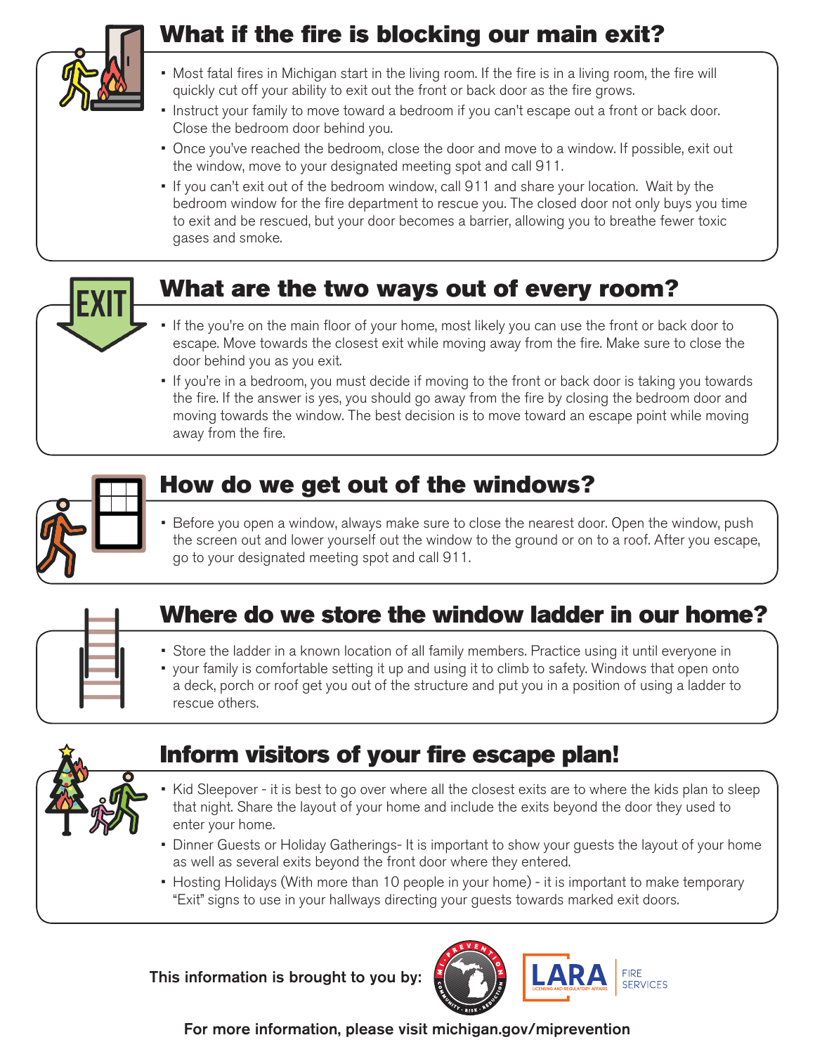## What if the fire is blocking our main exit?

- Most fatal fires in Michigan start in the living room. If the fire is in a living room, the fire will quickly cut off your ability to exit out the front or back door as the fire grows.
- Instruct your family to move toward a bedroom if you can't escape out a front or back door. Close the bedroom door behind you.
- Once you've reached the bedroom, close the door and move to a window. If possible, exit out the window, move to your designated meeting spot and call 911.
- If you can't exit out of the bedroom window, call 911 and share your location. Wait by the bedroom window for the fire department to rescue you. The closed door not only buys you time to exit and be rescued, but your door becomes a barrier, allowing you to breathe fewer toxic gases and smoke.

## What are the two ways out of every room?

- If the you're on the main floor of your home, most likely you can use the front or back door to escape. Move towards the closest exit while moving away from the fire. Make sure to close the door behind you as you exit.
- If you're in a bedroom, you must decide if moving to the front or back door is taking you towards the fire. If the answer is yes, you should go away from the fire by closing the bedroom door and moving towards the window. The best decision is to move toward an escape point while moving away from the fire.

## How do we get out of the windows?

- Before you open a window, always make sure to close the nearest door. Open the window, push the screen out and lower yourself out the window to the ground or on to a roof. After you escape, go to your designated meeting spot and call 911.

## Where do we store the window ladder in our home?

- Store the ladder in a known location of all family members. Practice using it until everyone in
- your family is comfortable setting it up and using it to climb to safety. Windows that open onto a deck, porch or roof get you out of the structure and put you in a position of using a ladder to rescue others.

## Inform visitors of your fire escape plan!

- Kid Sleepover - it is best to go over where all the closest exits are to where the kids plan to sleep that night. Share the layout of your home and include the exits beyond the door they used to enter your home.
- Dinner Guests or Holiday Gatherings- It is important to show your guests the layout of your home as well as several exits beyond the front door where they entered.
- Hosting Holidays (With more than 10 people in your home) - it is important to make temporary "Exit" signs to use in your hallways directing your guests towards marked exit doors.

**This information is brought to you by:** MI PREVENTION Community Risk Reduction | LARA Licensing and Regulatory Affairs | FIRE SERVICES

**For more information, please visit michigan.gov/miprevention**